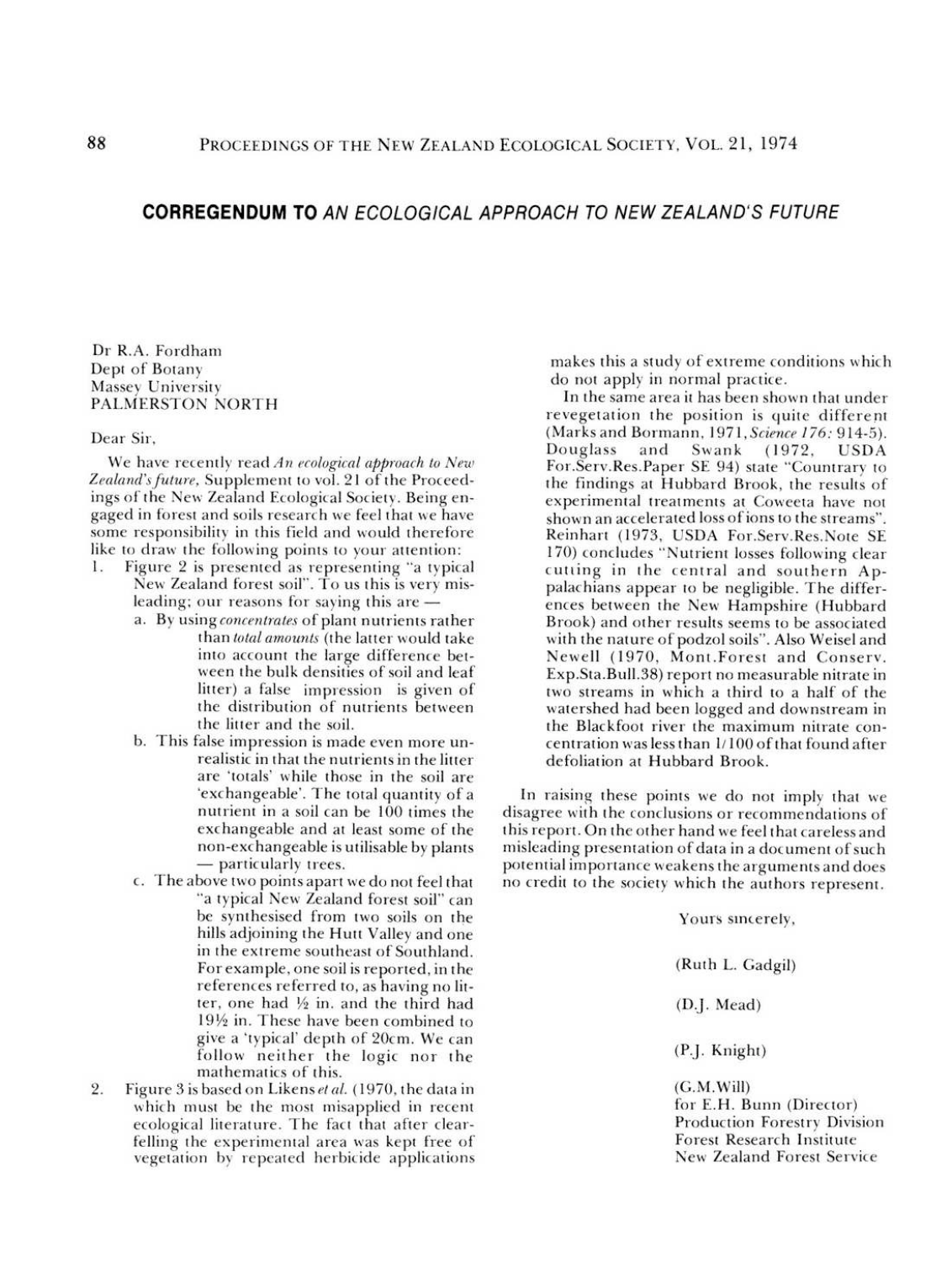# CORREGENDUM TO *AN ECOLOGICAL APPROACH TO NEW ZEALAND'S FUTURE*

Dr R.A. Fordham
Dept of Botany
Massey University
PALMERSTON NORTH

Dear Sir,

We have recently read *An ecological approach to New Zealand's future*, Supplement to vol. 21 of the Proceedings of the New Zealand Ecological Society. Being engaged in forest and soils research we feel that we have some responsibility in this field and would therefore like to draw the following points to your attention:

1. Figure 2 is presented as representing "a typical New Zealand forest soil". To us this is very misleading; our reasons for saying this are —
   a. By using *concentrates* of plant nutrients rather than *total amounts* (the latter would take into account the large difference between the bulk densities of soil and leaf litter) a false impression is given of the distribution of nutrients between the litter and the soil.
   b. This false impression is made even more unrealistic in that the nutrients in the litter are 'totals' while those in the soil are 'exchangeable'. The total quantity of a nutrient in a soil can be 100 times the exchangeable and at least some of the non-exchangeable is utilisable by plants — particularly trees.
   c. The above two points apart we do not feel that "a typical New Zealand forest soil" can be synthesised from two soils on the hills adjoining the Hutt Valley and one in the extreme southeast of Southland. For example, one soil is reported, in the references referred to, as having no litter, one had ½ in. and the third had 19½ in. These have been combined to give a 'typical' depth of 20cm. We can follow neither the logic nor the mathematics of this.
2. Figure 3 is based on Likens *et al.* (1970, the data in which must be the most misapplied in recent ecological literature. The fact that after clearfelling the experimental area was kept free of vegetation by repeated herbicide applications makes this a study of extreme conditions which do not apply in normal practice.

   In the same area it has been shown that under revegetation the position is quite different (Marks and Bormann, 1971, *Science 176:* 914-5). Douglass and Swank (1972, USDA For.Serv.Res.Paper SE 94) state "Countrary to the findings at Hubbard Brook, the results of experimental treatments at Coweeta have not shown an accelerated loss of ions to the streams". Reinhart (1973, USDA For.Serv.Res.Note SE 170) concludes "Nutrient losses following clear cutting in the central and southern Appalachians appear to be negligible. The differences between the New Hampshire (Hubbard Brook) and other results seems to be associated with the nature of podzol soils". Also Weisel and Newell (1970, Mont.Forest and Conserv. Exp.Sta.Bull.38) report no measurable nitrate in two streams in which a third to a half of the watershed had been logged and downstream in the Blackfoot river the maximum nitrate concentration was less than 1/100 of that found after defoliation at Hubbard Brook.

In raising these points we do not imply that we disagree with the conclusions or recommendations of this report. On the other hand we feel that careless and misleading presentation of data in a document of such potential importance weakens the arguments and does no credit to the society which the authors represent.

Yours sincerely,

(Ruth L. Gadgil)

(D.J. Mead)

(P.J. Knight)

(G.M.Will)
for E.H. Bunn (Director)
Production Forestry Division
Forest Research Institute
New Zealand Forest Service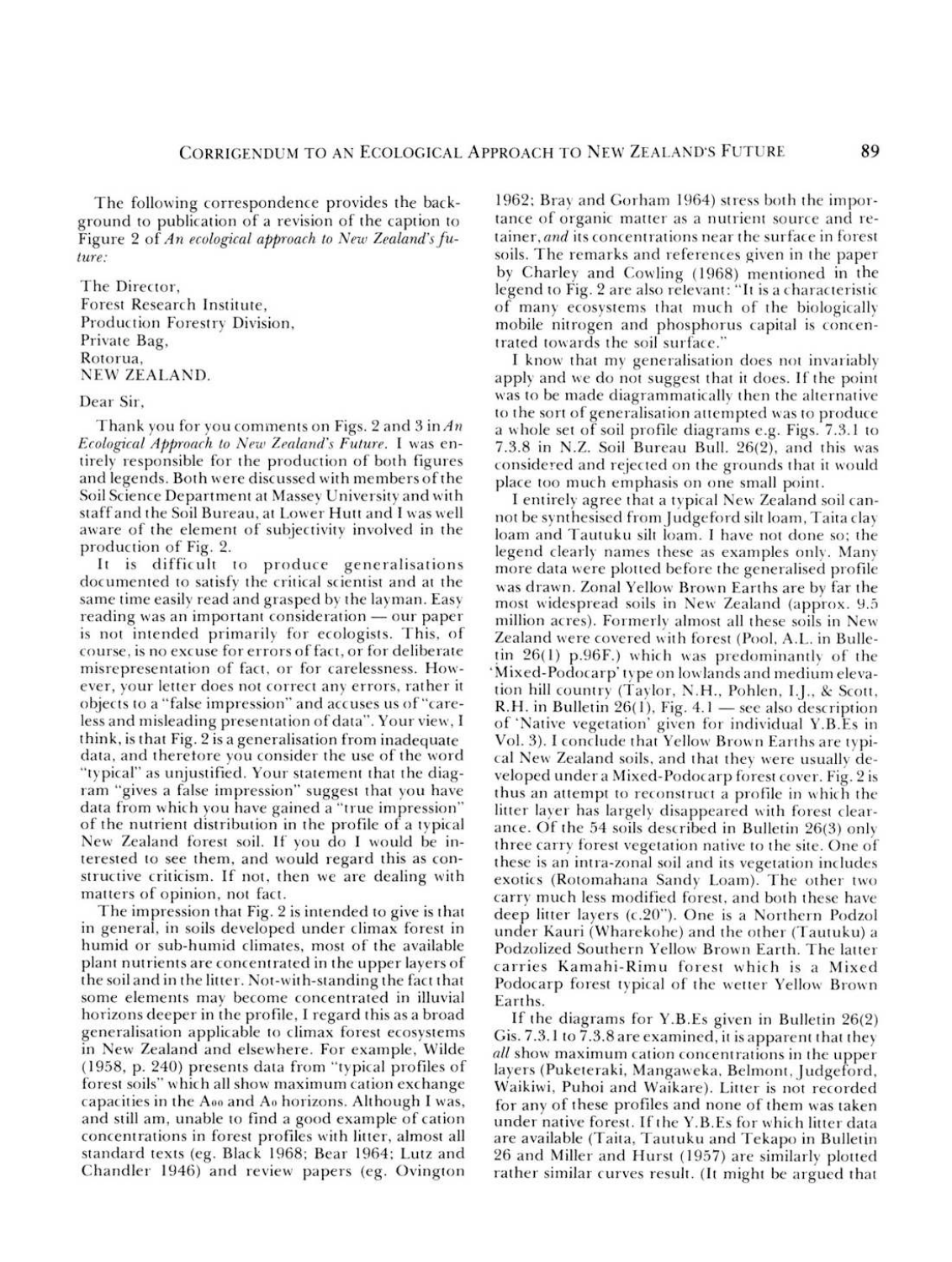The following correspondence provides the background to publication of a revision of the caption to Figure 2 of *An ecological approach to New Zealand's future:*

The Director,
Forest Research Institute,
Production Forestry Division,
Private Bag,
Rotorua,
NEW ZEALAND.

Dear Sir,

Thank you for you comments on Figs. 2 and 3 in *An Ecological Approach to New Zealand's Future.* I was entirely responsible for the production of both figures and legends. Both were discussed with members of the Soil Science Department at Massey University and with staff and the Soil Bureau, at Lower Hutt and I was well aware of the element of subjectivity involved in the production of Fig. 2.

It is difficult to produce generalisations documented to satisfy the critical scientist and at the same time easily read and grasped by the layman. Easy reading was an important consideration — our paper is not intended primarily for ecologists. This, of course, is no excuse for errors of fact, or for deliberate misrepresentation of fact, or for carelessness. However, your letter does not correct any errors, rather it objects to a "false impression" and accuses us of "careless and misleading presentation of data". Your view, I think, is that Fig. 2 is a generalisation from inadequate data, and therefore you consider the use of the word "typical" as unjustified. Your statement that the diagram "gives a false impression" suggest that you have data from which you have gained a "true impression" of the nutrient distribution in the profile of a typical New Zealand forest soil. If you do I would be interested to see them, and would regard this as constructive criticism. If not, then we are dealing with matters of opinion, not fact.

The impression that Fig. 2 is intended to give is that in general, in soils developed under climax forest in humid or sub-humid climates, most of the available plant nutrients are concentrated in the upper layers of the soil and in the litter. Not-with-standing the fact that some elements may become concentrated in illuvial horizons deeper in the profile, I regard this as a broad generalisation applicable to climax forest ecosystems in New Zealand and elsewhere. For example, Wilde (1958, p. 240) presents data from "typical profiles of forest soils" which all show maximum cation exchange capacities in the $A_{00}$ and $A_0$ horizons. Although I was, and still am, unable to find a good example of cation concentrations in forest profiles with litter, almost all standard texts (eg. Black 1968; Bear 1964; Lutz and Chandler 1946) and review papers (eg. Ovington 1962; Bray and Gorham 1964) stress both the importance of organic matter as a nutrient source and retainer, *and* its concentrations near the surface in forest soils. The remarks and references given in the paper by Charley and Cowling (1968) mentioned in the legend to Fig. 2 are also relevant: "It is a characteristic of many ecosystems that much of the biologically mobile nitrogen and phosphorus capital is concentrated towards the soil surface."

I know that my generalisation does not invariably apply and we do not suggest that it does. If the point was to be made diagrammatically then the alternative to the sort of generalisation attempted was to produce a whole set of soil profile diagrams e.g. Figs. 7.3.1 to 7.3.8 in N.Z. Soil Bureau Bull. 26(2), and this was considered and rejected on the grounds that it would place too much emphasis on one small point.

I entirely agree that a typical New Zealand soil cannot be synthesised from Judgeford silt loam, Taita clay loam and Tautuku silt loam. I have not done so; the legend clearly names these as examples only. Many more data were plotted before the generalised profile was drawn. Zonal Yellow Brown Earths are by far the most widespread soils in New Zealand (approx. 9.5 million acres). Formerly almost all these soils in New Zealand were covered with forest (Pool, A.L. in Bulletin 26(1) p.96F.) which was predominantly of the 'Mixed-Podocarp' type on lowlands and medium elevation hill country (Taylor, N.H., Pohlen, I.J., & Scott, R.H. in Bulletin 26(1), Fig. 4.1 — see also description of 'Native vegetation' given for individual Y.B.Es in Vol. 3). I conclude that Yellow Brown Earths are typical New Zealand soils, and that they were usually developed under a Mixed-Podocarp forest cover. Fig. 2 is thus an attempt to reconstruct a profile in which the litter layer has largely disappeared with forest clearance. Of the 54 soils described in Bulletin 26(3) only three carry forest vegetation native to the site. One of these is an intra-zonal soil and its vegetation includes exotics (Rotomahana Sandy Loam). The other two carry much less modified forest, and both these have deep litter layers (c.20"). One is a Northern Podzol under Kauri (Wharekohe) and the other (Tautuku) a Podzolized Southern Yellow Brown Earth. The latter carries Kamahi-Rimu forest which is a Mixed Podocarp forest typical of the wetter Yellow Brown Earths.

If the diagrams for Y.B.Es given in Bulletin 26(2) Gis. 7.3.1 to 7.3.8 are examined, it is apparent that they *all* show maximum cation concentrations in the upper layers (Puketeraki, Mangaweka, Belmont, Judgeford, Waikiwi, Puhoi and Waikare). Litter is not recorded for any of these profiles and none of them was taken under native forest. If the Y.B.Es for which litter data are available (Taita, Tautuku and Tekapo in Bulletin 26 and Miller and Hurst (1957) are similarly plotted rather similar curves result. (It might be argued that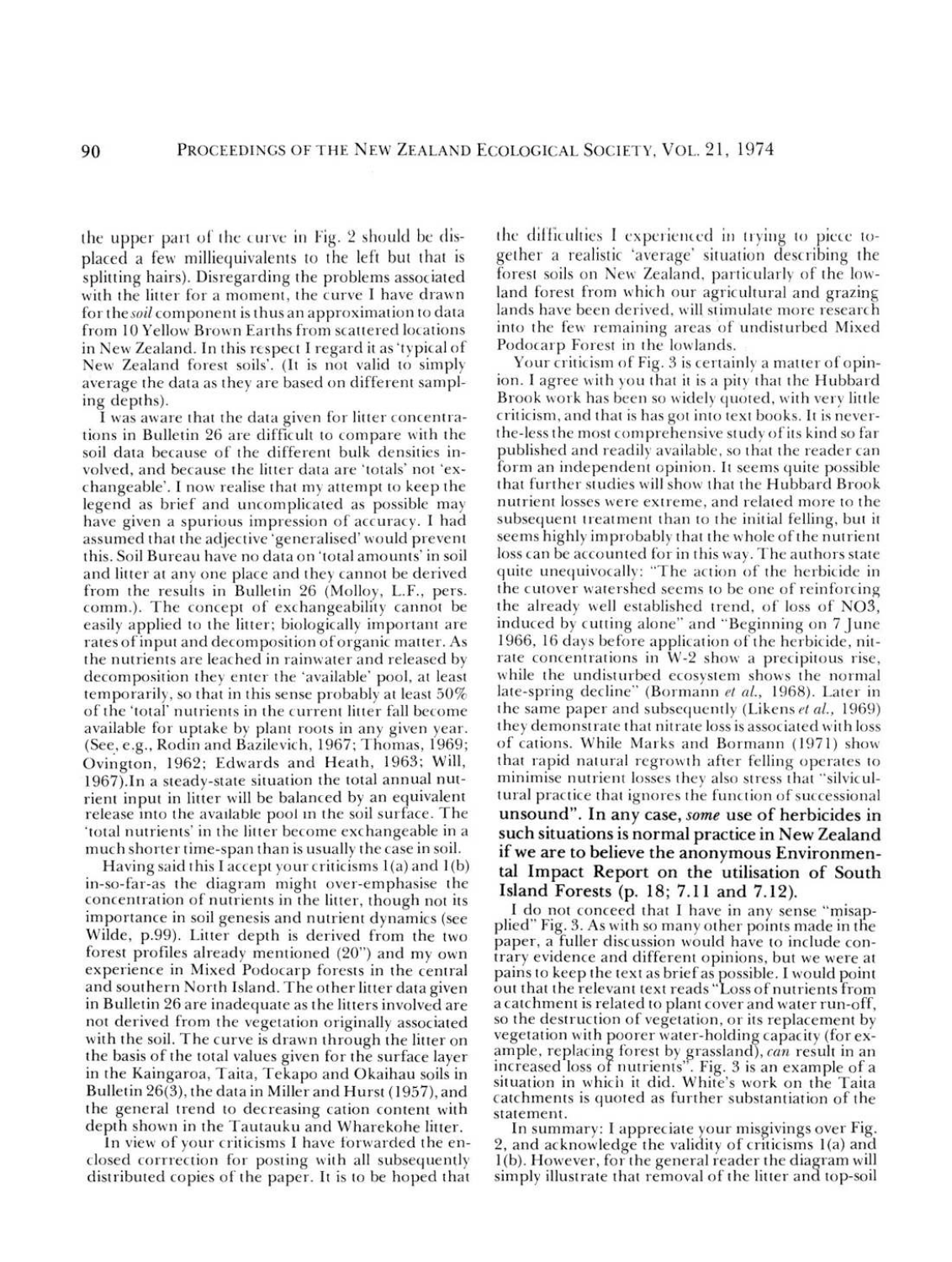the upper part of the curve in Fig. 2 should be displaced a few milliequivalents to the left but that is splitting hairs). Disregarding the problems associated with the litter for a moment, the curve I have drawn for the *soil* component is thus an approximation to data from 10 Yellow Brown Earths from scattered locations in New Zealand. In this respect I regard it as 'typical of New Zealand forest soils'. (It is not valid to simply average the data as they are based on different sampling depths).

I was aware that the data given for litter concentrations in Bulletin 26 are difficult to compare with the soil data because of the different bulk densities involved, and because the litter data are 'totals' not 'exchangeable'. I now realise that my attempt to keep the legend as brief and uncomplicated as possible may have given a spurious impression of accuracy. I had assumed that the adjective 'generalised' would prevent this. Soil Bureau have no data on 'total amounts' in soil and litter at any one place and they cannot be derived from the results in Bulletin 26 (Molloy, L.F., pers. comm.). The concept of exchangeability cannot be easily applied to the litter; biologically important are rates of input and decomposition of organic matter. As the nutrients are leached in rainwater and released by decomposition they enter the 'available' pool, at least temporarily, so that in this sense probably at least 50% of the 'total' nutrients in the current litter fall become available for uptake by plant roots in any given year. (See, e.g., Rodin and Bazilevich, 1967; Thomas, 1969; Ovington, 1962; Edwards and Heath, 1963; Will, 1967).In a steady-state situation the total annual nutrient input in litter will be balanced by an equivalent release into the available pool in the soil surface. The 'total nutrients' in the litter become exchangeable in a much shorter time-span than is usually the case in soil.

Having said this I accept your criticisms 1(a) and 1(b) in-so-far-as the diagram might over-emphasise the concentration of nutrients in the litter, though not its importance in soil genesis and nutrient dynamics (see Wilde, p.99). Litter depth is derived from the two forest profiles already mentioned (20") and my own experience in Mixed Podocarp forests in the central and southern North Island. The other litter data given in Bulletin 26 are inadequate as the litters involved are not derived from the vegetation originally associated with the soil. The curve is drawn through the litter on the basis of the total values given for the surface layer in the Kaingaroa, Taita, Tekapo and Okaihau soils in Bulletin 26(3), the data in Miller and Hurst (1957), and the general trend to decreasing cation content with depth shown in the Tautauku and Wharekohe litter.

In view of your criticisms I have forwarded the enclosed corrrection for posting with all subsequently distributed copies of the paper. It is to be hoped that the difficulties I experienced in trying to piece together a realistic 'average' situation describing the forest soils on New Zealand, particularly of the lowland forest from which our agricultural and grazing lands have been derived, will stimulate more research into the few remaining areas of undisturbed Mixed Podocarp Forest in the lowlands.

Your criticism of Fig. 3 is certainly a matter of opinion. I agree with you that it is a pity that the Hubbard Brook work has been so widely quoted, with very little criticism, and that is has got into text books. It is never-the-less the most comprehensive study of its kind so far published and readily available, so that the reader can form an independent opinion. It seems quite possible that further studies will show that the Hubbard Brook nutrient losses were extreme, and related more to the subsequent treatment than to the initial felling, but it seems highly improbably that the whole of the nutrient loss can be accounted for in this way. The authors state quite unequivocally: "The action of the herbicide in the cutover watershed seems to be one of reinforcing the already well established trend, of loss of NO3, induced by cutting alone" and "Beginning on 7 June 1966, 16 days before application of the herbicide, nitrate concentrations in W-2 show a precipitous rise, while the undisturbed ecosystem shows the normal late-spring decline" (Bormann *et al.*, 1968). Later in the same paper and subsequently (Likens *et al.*, 1969) they demonstrate that nitrate loss is associated with loss of cations. While Marks and Bormann (1971) show that rapid natural regrowth after felling operates to minimise nutrient losses they also stress that "silvicultural practice that ignores the function of successional **unsound". In any case, *some* use of herbicides in such situations is normal practice in New Zealand if we are to believe the anonymous Environmental Impact Report on the utilisation of South Island Forests (p. 18; 7.11 and 7.12).**

I do not conceed that I have in any sense "misapplied" Fig. 3. As with so many other points made in the paper, a fuller discussion would have to include contrary evidence and different opinions, but we were at pains to keep the text as brief as possible. I would point out that the relevant text reads "Loss of nutrients from a catchment is related to plant cover and water run-off, so the destruction of vegetation, or its replacement by vegetation with poorer water-holding capacity (for example, replacing forest by grassland), *can* result in an increased loss of nutrients". Fig. 3 is an example of a situation in which it did. White's work on the Taita catchments is quoted as further substantiation of the statement.

In summary: I appreciate your misgivings over Fig. 2, and acknowledge the validity of criticisms 1(a) and 1(b). However, for the general reader the diagram will simply illustrate that removal of the litter and top-soil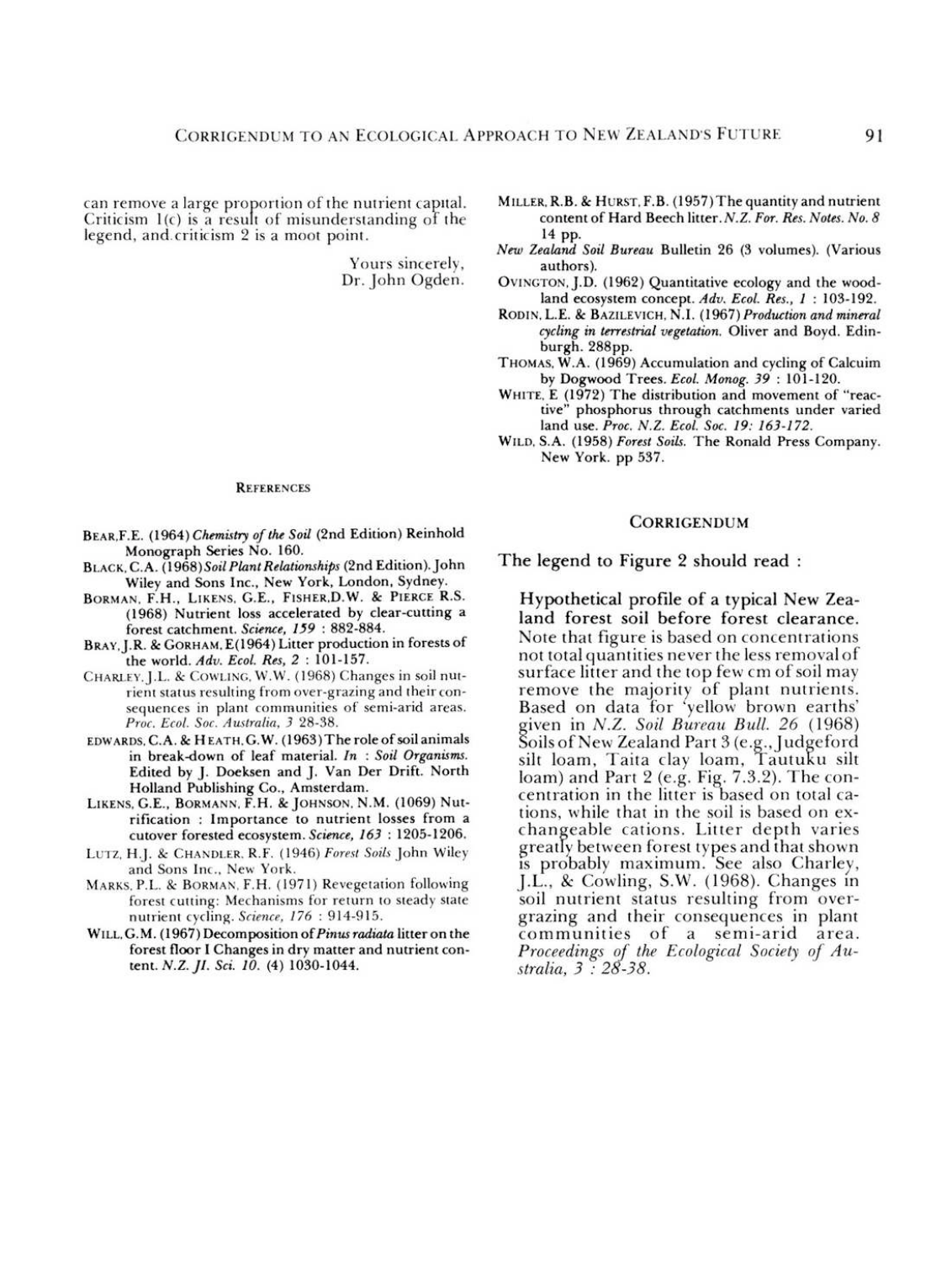can remove a large proportion of the nutrient capital. Criticism 1(c) is a result of misunderstanding of the legend, and criticism 2 is a moot point.

Yours sincerely,
Dr. John Ogden.

## REFERENCES

BEAR, F.E. (1964) *Chemistry of the Soil* (2nd Edition) Reinhold Monograph Series No. 160.

BLACK, C.A. (1968) *Soil Plant Relationships* (2nd Edition). John Wiley and Sons Inc., New York, London, Sydney.

BORMAN, F.H., LIKENS, G.E., FISHER, D.W. & PIERCE R.S. (1968) Nutrient loss accelerated by clear-cutting a forest catchment. *Science, 159* : 882-884.

BRAY, J.R. & GORHAM, E (1964) Litter production in forests of the world. *Adv. Ecol. Res, 2* : 101-157.

CHARLEY, J.L. & COWLING, W.W. (1968) Changes in soil nutrient status resulting from over-grazing and their consequences in plant communities of semi-arid areas. *Proc. Ecol. Soc. Australia, 3* 28-38.

EDWARDS, C.A. & HEATH, G.W. (1963) The role of soil animals in break-down of leaf material. *In* : *Soil Organisms*. Edited by J. Doeksen and J. Van Der Drift. North Holland Publishing Co., Amsterdam.

LIKENS, G.E., BORMANN, F.H. & JOHNSON, N.M. (1069) Nutrification : Importance to nutrient losses from a cutover forested ecosystem. *Science, 163* : 1205-1206.

LUTZ, H.J. & CHANDLER, R.F. (1946) *Forest Soils* John Wiley and Sons Inc., New York.

MARKS, P.L. & BORMAN, F.H. (1971) Revegetation following forest cutting: Mechanisms for return to steady state nutrient cycling. *Science, 176* : 914-915.

WILL, G.M. (1967) Decomposition of *Pinus radiata* litter on the forest floor I Changes in dry matter and nutrient content. *N.Z. Jl. Sci. 10.* (4) 1030-1044.

MILLER, R.B. & HURST, F.B. (1957) The quantity and nutrient content of Hard Beech litter. *N.Z. For. Res. Notes. No. 8* 14 pp.

*New Zealand Soil Bureau* Bulletin 26 (3 volumes). (Various authors).

OVINGTON, J.D. (1962) Quantitative ecology and the woodland ecosystem concept. *Adv. Ecol. Res., 1* : 103-192.

RODIN, L.E. & BAZILEVICH, N.I. (1967) *Production and mineral cycling in terrestrial vegetation.* Oliver and Boyd. Edinburgh. 288pp.

THOMAS, W.A. (1969) Accumulation and cycling of Calcuim by Dogwood Trees. *Ecol. Monog. 39* : 101-120.

WHITE, E (1972) The distribution and movement of "reactive" phosphorus through catchments under varied land use. *Proc. N.Z. Ecol. Soc. 19: 163-172.*

WILD, S.A. (1958) *Forest Soils.* The Ronald Press Company. New York. pp 537.

## CORRIGENDUM

The legend to Figure 2 should read :

**Hypothetical profile of a typical New Zealand forest soil before forest clearance.** Note that figure is based on concentrations not total quantities never the less removal of surface litter and the top few cm of soil may remove the majority of plant nutrients. Based on data for 'yellow brown earths' given in *N.Z. Soil Bureau Bull. 26* (1968) Soils of New Zealand Part 3 (e.g., Judgeford silt loam, Taita clay loam, Tautuku silt loam) and Part 2 (e.g. Fig. 7.3.2). The concentration in the litter is based on total cations, while that in the soil is based on exchangeable cations. Litter depth varies greatly between forest types and that shown is probably maximum. See also Charley, J.L., & Cowling, S.W. (1968). Changes in soil nutrient status resulting from overgrazing and their consequences in plant communities of a semi-arid area. *Proceedings of the Ecological Society of Australia, 3 : 28-38.*